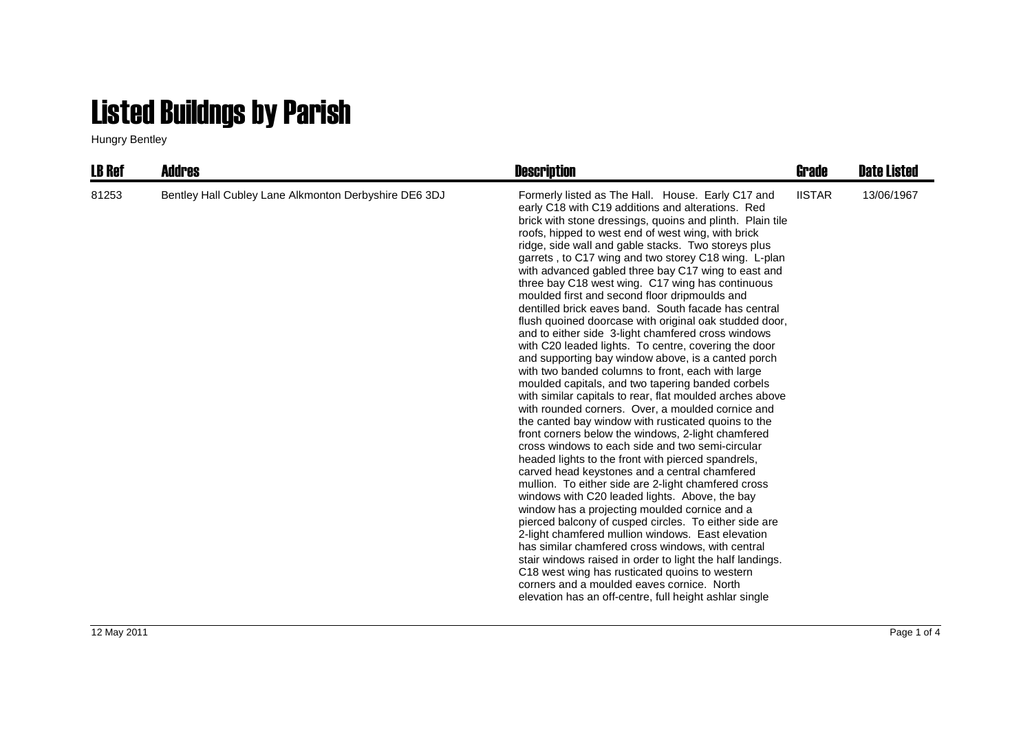# Listed Buildngs by Parish

Hungry Bentley

| LB Ref | Addres | Description | Grade | Date Listed |
|---|---|---|---|---|
| 81253 | Bentley Hall Cubley Lane Alkmonton Derbyshire DE6 3DJ | Formerly listed as The Hall. House. Early C17 and early C18 with C19 additions and alterations. Red brick with stone dressings, quoins and plinth. Plain tile roofs, hipped to west end of west wing, with brick ridge, side wall and gable stacks. Two storeys plus garrets , to C17 wing and two storey C18 wing. L-plan with advanced gabled three bay C17 wing to east and three bay C18 west wing. C17 wing has continuous moulded first and second floor dripmoulds and dentilled brick eaves band. South facade has central flush quoined doorcase with original oak studded door, and to either side 3-light chamfered cross windows with C20 leaded lights. To centre, covering the door and supporting bay window above, is a canted porch with two banded columns to front, each with large moulded capitals, and two tapering banded corbels with similar capitals to rear, flat moulded arches above with rounded corners. Over, a moulded cornice and the canted bay window with rusticated quoins to the front corners below the windows, 2-light chamfered cross windows to each side and two semi-circular headed lights to the front with pierced spandrels, carved head keystones and a central chamfered mullion. To either side are 2-light chamfered cross windows with C20 leaded lights. Above, the bay window has a projecting moulded cornice and a pierced balcony of cusped circles. To either side are 2-light chamfered mullion windows. East elevation has similar chamfered cross windows, with central stair windows raised in order to light the half landings. C18 west wing has rusticated quoins to western corners and a moulded eaves cornice. North elevation has an off-centre, full height ashlar single | IISTAR | 13/06/1967 |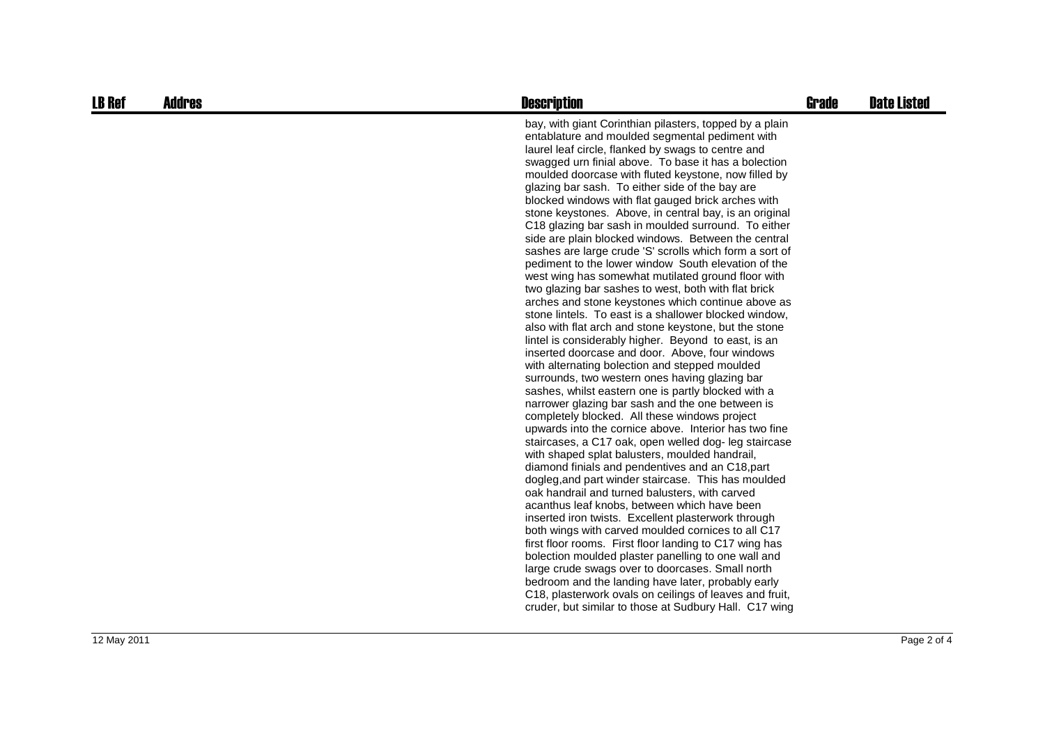| LB Ref | Addres | Description | Grade | Date Listed |
| --- | --- | --- | --- | --- |
| | | bay, with giant Corinthian pilasters, topped by a plain entablature and moulded segmental pediment with laurel leaf circle, flanked by swags to centre and swagged urn finial above. To base it has a bolection moulded doorcase with fluted keystone, now filled by glazing bar sash. To either side of the bay are blocked windows with flat gauged brick arches with stone keystones. Above, in central bay, is an original C18 glazing bar sash in moulded surround. To either side are plain blocked windows. Between the central sashes are large crude 'S' scrolls which form a sort of pediment to the lower window South elevation of the west wing has somewhat mutilated ground floor with two glazing bar sashes to west, both with flat brick arches and stone keystones which continue above as stone lintels. To east is a shallower blocked window, also with flat arch and stone keystone, but the stone lintel is considerably higher. Beyond to east, is an inserted doorcase and door. Above, four windows with alternating bolection and stepped moulded surrounds, two western ones having glazing bar sashes, whilst eastern one is partly blocked with a narrower glazing bar sash and the one between is completely blocked. All these windows project upwards into the cornice above. Interior has two fine staircases, a C17 oak, open welled dog- leg staircase with shaped splat balusters, moulded handrail, diamond finials and pendentives and an C18,part dogleg,and part winder staircase. This has moulded oak handrail and turned balusters, with carved acanthus leaf knobs, between which have been inserted iron twists. Excellent plasterwork through both wings with carved moulded cornices to all C17 first floor rooms. First floor landing to C17 wing has bolection moulded plaster panelling to one wall and large crude swags over to doorcases. Small north bedroom and the landing have later, probably early C18, plasterwork ovals on ceilings of leaves and fruit, cruder, but similar to those at Sudbury Hall. C17 wing | | |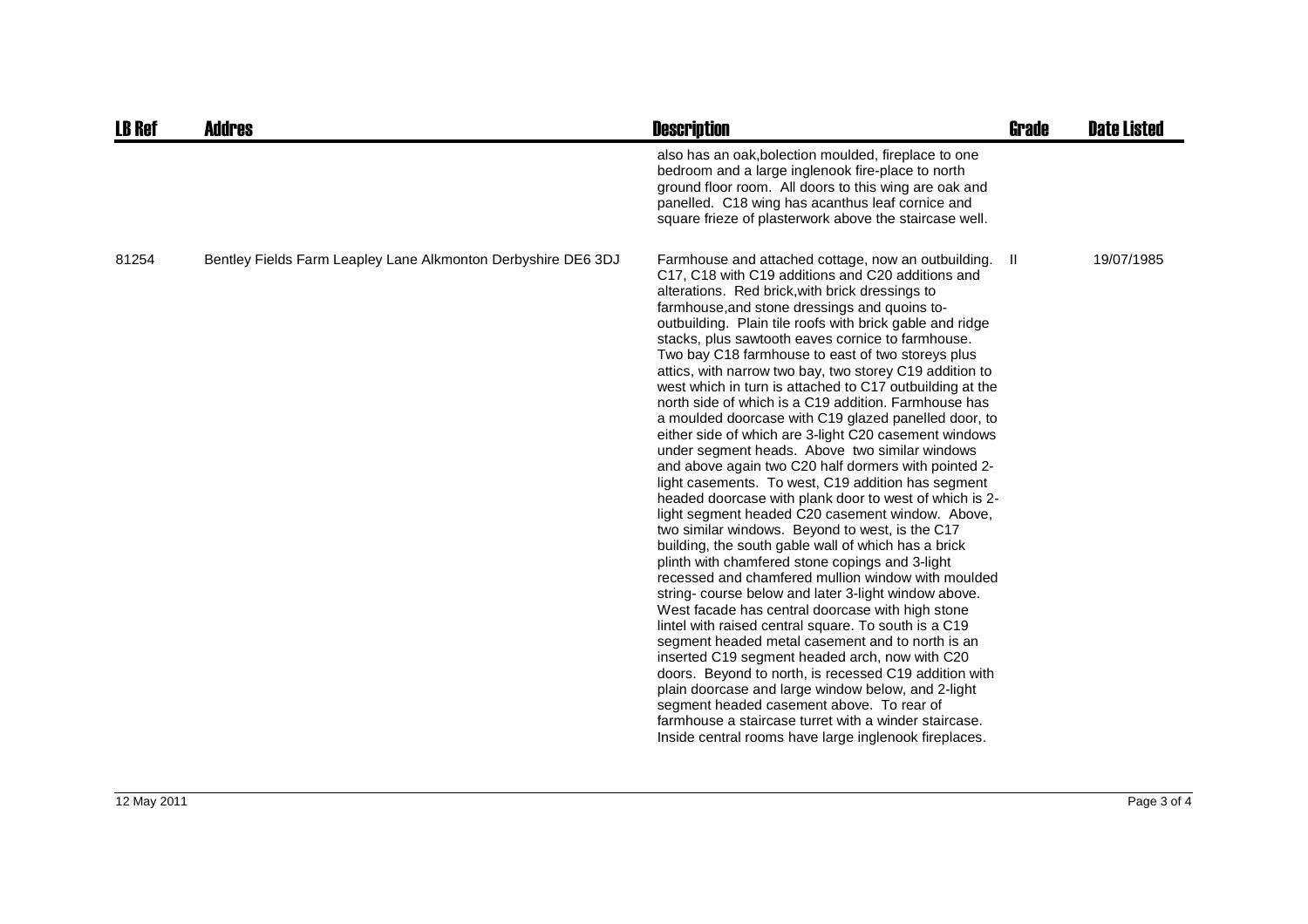| LB Ref | Addres | Description | Grade | Date Listed |
| --- | --- | --- | --- | --- |
| | | also has an oak,bolection moulded, fireplace to one bedroom and a large inglenook fire-place to north ground floor room. All doors to this wing are oak and panelled. C18 wing has acanthus leaf cornice and square frieze of plasterwork above the staircase well. | | |
| 81254 | Bentley Fields Farm Leapley Lane Alkmonton Derbyshire DE6 3DJ | Farmhouse and attached cottage, now an outbuilding. C17, C18 with C19 additions and C20 additions and alterations. Red brick,with brick dressings to farmhouse,and stone dressings and quoins to- outbuilding. Plain tile roofs with brick gable and ridge stacks, plus sawtooth eaves cornice to farmhouse. Two bay C18 farmhouse to east of two storeys plus attics, with narrow two bay, two storey C19 addition to west which in turn is attached to C17 outbuilding at the north side of which is a C19 addition. Farmhouse has a moulded doorcase with C19 glazed panelled door, to either side of which are 3-light C20 casement windows under segment heads. Above two similar windows and above again two C20 half dormers with pointed 2-light casements. To west, C19 addition has segment headed doorcase with plank door to west of which is 2-light segment headed C20 casement window. Above, two similar windows. Beyond to west, is the C17 building, the south gable wall of which has a brick plinth with chamfered stone copings and 3-light recessed and chamfered mullion window with moulded string- course below and later 3-light window above. West facade has central doorcase with high stone lintel with raised central square. To south is a C19 segment headed metal casement and to north is an inserted C19 segment headed arch, now with C20 doors. Beyond to north, is recessed C19 addition with plain doorcase and large window below, and 2-light segment headed casement above. To rear of farmhouse a staircase turret with a winder staircase. Inside central rooms have large inglenook fireplaces. | II | 19/07/1985 |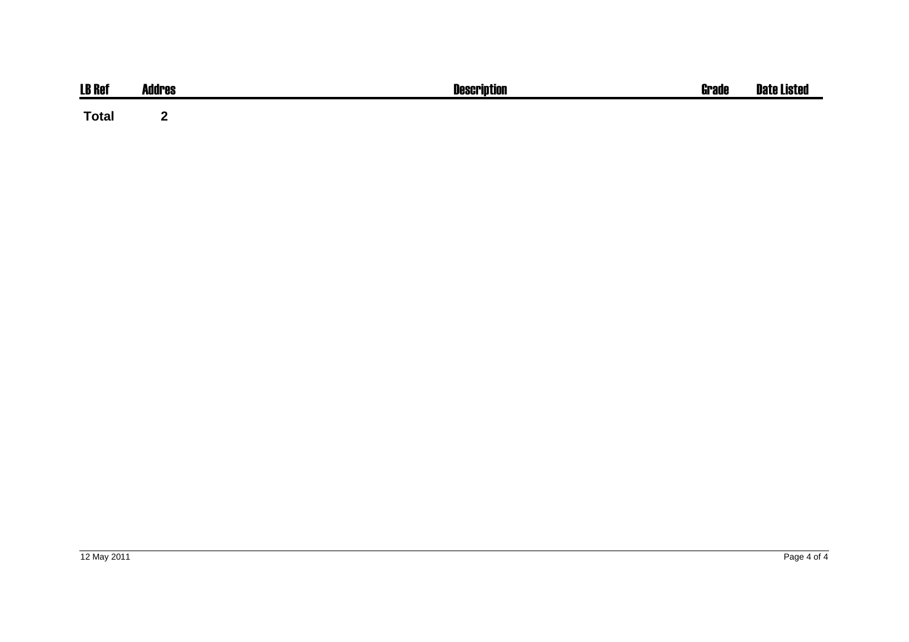| LB Ref | Addres | Description | Grade | Date Listed |
| --- | --- | --- | --- | --- |

**Total** **2**